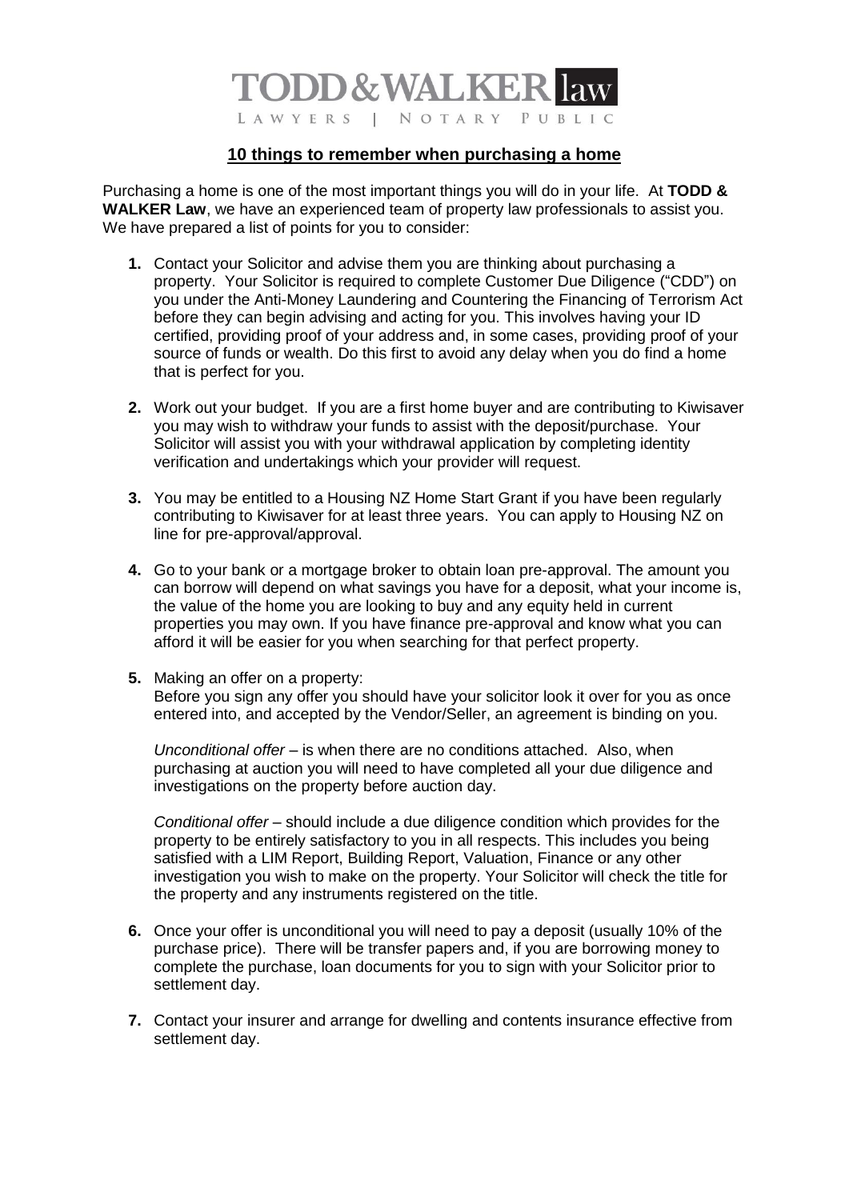**TODD & WALKER law**

LAWYERS | NOTARY PUBLIC

## 10 things to remember when purchasing a home

Purchasing a home is one of the most important things you will do in your life. At **TODD & WALKER Law**, we have an experienced team of property law professionals to assist you. We have prepared a list of points for you to consider:

1. Contact your Solicitor and advise them you are thinking about purchasing a property. Your Solicitor is required to complete Customer Due Diligence ("CDD") on you under the Anti-Money Laundering and Countering the Financing of Terrorism Act before they can begin advising and acting for you. This involves having your ID certified, providing proof of your address and, in some cases, providing proof of your source of funds or wealth. Do this first to avoid any delay when you do find a home that is perfect for you.

2. Work out your budget. If you are a first home buyer and are contributing to Kiwisaver you may wish to withdraw your funds to assist with the deposit/purchase. Your Solicitor will assist you with your withdrawal application by completing identity verification and undertakings which your provider will request.

3. You may be entitled to a Housing NZ Home Start Grant if you have been regularly contributing to Kiwisaver for at least three years. You can apply to Housing NZ on line for pre-approval/approval.

4. Go to your bank or a mortgage broker to obtain loan pre-approval. The amount you can borrow will depend on what savings you have for a deposit, what your income is, the value of the home you are looking to buy and any equity held in current properties you may own. If you have finance pre-approval and know what you can afford it will be easier for you when searching for that perfect property.

5. Making an offer on a property:
   Before you sign any offer you should have your solicitor look it over for you as once entered into, and accepted by the Vendor/Seller, an agreement is binding on you.

   *Unconditional offer* – is when there are no conditions attached. Also, when purchasing at auction you will need to have completed all your due diligence and investigations on the property before auction day.

   *Conditional offer* – should include a due diligence condition which provides for the property to be entirely satisfactory to you in all respects. This includes you being satisfied with a LIM Report, Building Report, Valuation, Finance or any other investigation you wish to make on the property. Your Solicitor will check the title for the property and any instruments registered on the title.

6. Once your offer is unconditional you will need to pay a deposit (usually 10% of the purchase price). There will be transfer papers and, if you are borrowing money to complete the purchase, loan documents for you to sign with your Solicitor prior to settlement day.

7. Contact your insurer and arrange for dwelling and contents insurance effective from settlement day.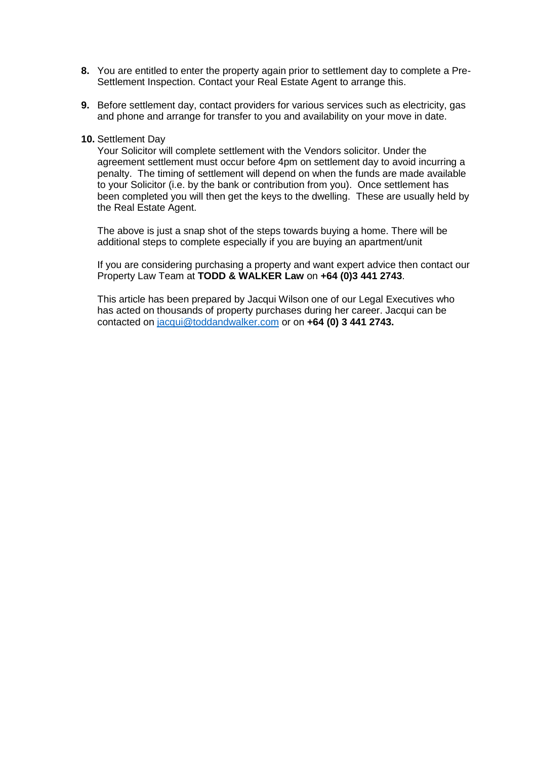8. You are entitled to enter the property again prior to settlement day to complete a Pre-Settlement Inspection. Contact your Real Estate Agent to arrange this.

9. Before settlement day, contact providers for various services such as electricity, gas and phone and arrange for transfer to you and availability on your move in date.

10. Settlement Day

    Your Solicitor will complete settlement with the Vendors solicitor. Under the agreement settlement must occur before 4pm on settlement day to avoid incurring a penalty. The timing of settlement will depend on when the funds are made available to your Solicitor (i.e. by the bank or contribution from you). Once settlement has been completed you will then get the keys to the dwelling. These are usually held by the Real Estate Agent.

    The above is just a snap shot of the steps towards buying a home. There will be additional steps to complete especially if you are buying an apartment/unit

    If you are considering purchasing a property and want expert advice then contact our Property Law Team at **TODD & WALKER Law** on **+64 (0)3 441 2743**.

    This article has been prepared by Jacqui Wilson one of our Legal Executives who has acted on thousands of property purchases during her career. Jacqui can be contacted on jacqui@toddandwalker.com or on **+64 (0) 3 441 2743.**